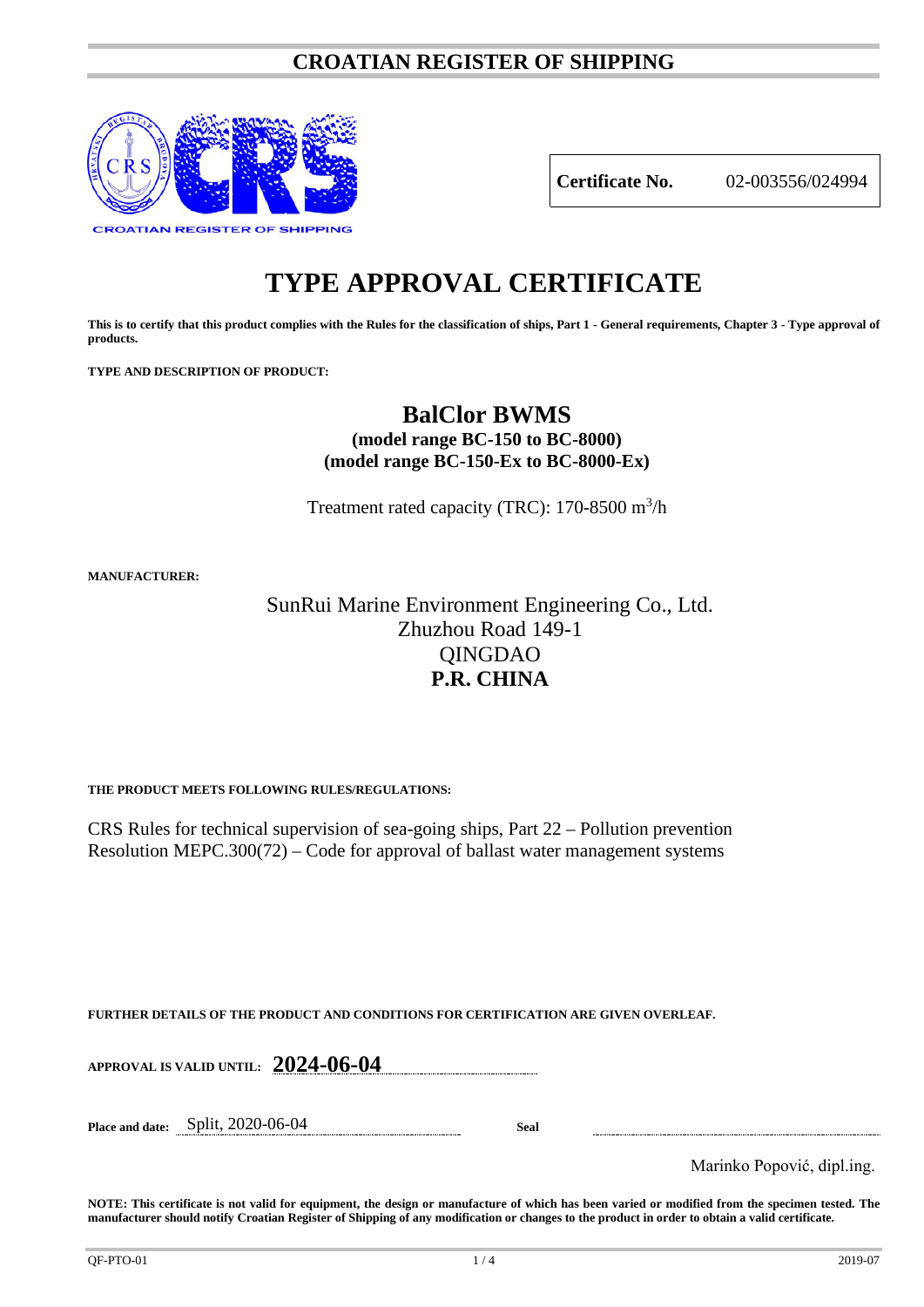# CROATIAN REGISTER OF SHIPPING

CROATIAN REGISTER OF SHIPPING

| **Certificate No.** | 02-003556/024994 |
|---|---|

# TYPE APPROVAL CERTIFICATE

**This is to certify that this product complies with the Rules for the classification of ships, Part 1 - General requirements, Chapter 3 - Type approval of products.**

**TYPE AND DESCRIPTION OF PRODUCT:**

## BalClor BWMS

**(model range BC-150 to BC-8000)**
**(model range BC-150-Ex to BC-8000-Ex)**

Treatment rated capacity (TRC): 170-8500 $m^3/h$

**MANUFACTURER:**

SunRui Marine Environment Engineering Co., Ltd.
Zhuzhou Road 149-1
QINGDAO
**P.R. CHINA**

**THE PRODUCT MEETS FOLLOWING RULES/REGULATIONS:**

CRS Rules for technical supervision of sea-going ships, Part 22 – Pollution prevention
Resolution MEPC.300(72) – Code for approval of ballast water management systems

**FURTHER DETAILS OF THE PRODUCT AND CONDITIONS FOR CERTIFICATION ARE GIVEN OVERLEAF.**

**APPROVAL IS VALID UNTIL:** **2024-06-04**

**Place and date:** Split, 2020-06-04

**Seal**

Marinko Popović, dipl.ing.

**NOTE: This certificate is not valid for equipment, the design or manufacture of which has been varied or modified from the specimen tested. The manufacturer should notify Croatian Register of Shipping of any modification or changes to the product in order to obtain a valid certificate.**

QF-PTO-01 2019-07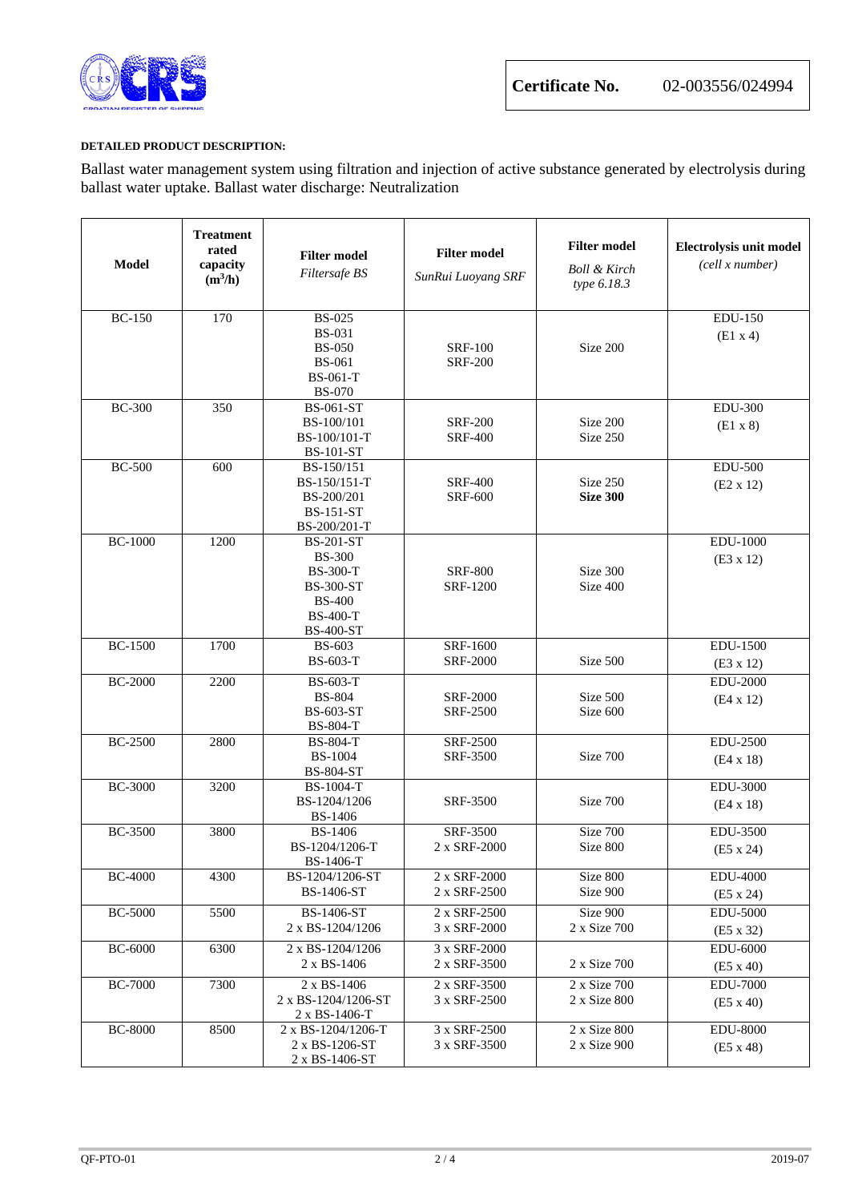**Certificate No.** 02-003556/024994

**DETAILED PRODUCT DESCRIPTION:**

Ballast water management system using filtration and injection of active substance generated by electrolysis during ballast water uptake. Ballast water discharge: Neutralization

| Model | Treatment rated capacity ($m^3$/h) | Filter model *Filtersafe BS* | Filter model *SunRui Luoyang SRF* | Filter model *Boll & Kirch type 6.18.3* | Electrolysis unit model *(cell x number)* |
|---|---|---|---|---|---|
| BC-150 | 170 | BS-025<br>BS-031<br>BS-050<br>BS-061<br>BS-061-T<br>BS-070 | SRF-100<br>SRF-200 | Size 200 | EDU-150<br>(E1 x 4) |
| BC-300 | 350 | BS-061-ST<br>BS-100/101<br>BS-100/101-T<br>BS-101-ST | SRF-200<br>SRF-400 | Size 200<br>Size 250 | EDU-300<br>(E1 x 8) |
| BC-500 | 600 | BS-150/151<br>BS-150/151-T<br>BS-200/201<br>BS-151-ST<br>BS-200/201-T | SRF-400<br>SRF-600 | Size 250<br>**Size 300** | EDU-500<br>(E2 x 12) |
| BC-1000 | 1200 | BS-201-ST<br>BS-300<br>BS-300-T<br>BS-300-ST<br>BS-400<br>BS-400-T<br>BS-400-ST | SRF-800<br>SRF-1200 | Size 300<br>Size 400 | EDU-1000<br>(E3 x 12) |
| BC-1500 | 1700 | BS-603<br>BS-603-T | SRF-1600<br>SRF-2000 | Size 500 | EDU-1500<br>(E3 x 12) |
| BC-2000 | 2200 | BS-603-T<br>BS-804<br>BS-603-ST<br>BS-804-T | SRF-2000<br>SRF-2500 | Size 500<br>Size 600 | EDU-2000<br>(E4 x 12) |
| BC-2500 | 2800 | BS-804-T<br>BS-1004<br>BS-804-ST | SRF-2500<br>SRF-3500 | Size 700 | EDU-2500<br>(E4 x 18) |
| BC-3000 | 3200 | BS-1004-T<br>BS-1204/1206<br>BS-1406 | SRF-3500 | Size 700 | EDU-3000<br>(E4 x 18) |
| BC-3500 | 3800 | BS-1406<br>BS-1204/1206-T<br>BS-1406-T | SRF-3500<br>2 x SRF-2000 | Size 700<br>Size 800 | EDU-3500<br>(E5 x 24) |
| BC-4000 | 4300 | BS-1204/1206-ST<br>BS-1406-ST | 2 x SRF-2000<br>2 x SRF-2500 | Size 800<br>Size 900 | EDU-4000<br>(E5 x 24) |
| BC-5000 | 5500 | BS-1406-ST<br>2 x BS-1204/1206 | 2 x SRF-2500<br>3 x SRF-2000 | Size 900<br>2 x Size 700 | EDU-5000<br>(E5 x 32) |
| BC-6000 | 6300 | 2 x BS-1204/1206<br>2 x BS-1406 | 3 x SRF-2000<br>2 x SRF-3500 | 2 x Size 700 | EDU-6000<br>(E5 x 40) |
| BC-7000 | 7300 | 2 x BS-1406<br>2 x BS-1204/1206-ST<br>2 x BS-1406-T | 2 x SRF-3500<br>3 x SRF-2500 | 2 x Size 700<br>2 x Size 800 | EDU-7000<br>(E5 x 40) |
| BC-8000 | 8500 | 2 x BS-1204/1206-T<br>2 x BS-1206-ST<br>2 x BS-1406-ST | 3 x SRF-2500<br>3 x SRF-3500 | 2 x Size 800<br>2 x Size 900 | EDU-8000<br>(E5 x 48) |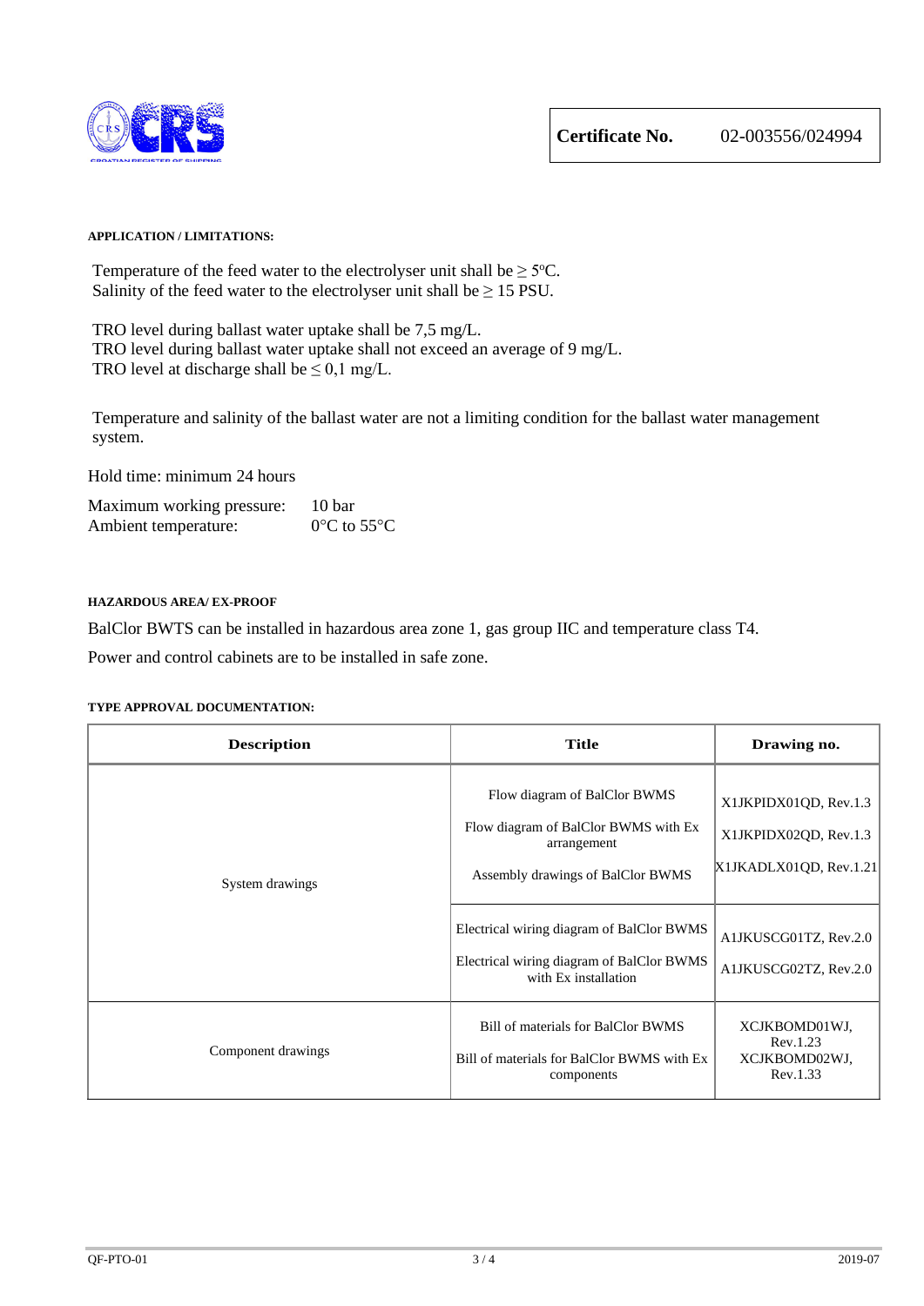**Certificate No.** 02-003556/024994

**APPLICATION / LIMITATIONS:**

Temperature of the feed water to the electrolyser unit shall be ≥ 5ºC.
Salinity of the feed water to the electrolyser unit shall be ≥ 15 PSU.

TRO level during ballast water uptake shall be 7,5 mg/L.
TRO level during ballast water uptake shall not exceed an average of 9 mg/L.
TRO level at discharge shall be ≤ 0,1 mg/L.

Temperature and salinity of the ballast water are not a limiting condition for the ballast water management system.

Hold time: minimum 24 hours

Maximum working pressure: 10 bar
Ambient temperature: 0°C to 55°C

**HAZARDOUS AREA/ EX-PROOF**

BalClor BWTS can be installed in hazardous area zone 1, gas group IIC and temperature class T4.

Power and control cabinets are to be installed in safe zone.

**TYPE APPROVAL DOCUMENTATION:**

| Description | Title | Drawing no. |
|---|---|---|
| System drawings | Flow diagram of BalClor BWMS<br>Flow diagram of BalClor BWMS with Ex arrangement<br>Assembly drawings of BalClor BWMS | X1JKPIDX01QD, Rev.1.3<br>X1JKPIDX02QD, Rev.1.3<br>X1JKADLX01QD, Rev.1.21 |
| | Electrical wiring diagram of BalClor BWMS<br>Electrical wiring diagram of BalClor BWMS with Ex installation | A1JKUSCG01TZ, Rev.2.0<br>A1JKUSCG02TZ, Rev.2.0 |
| Component drawings | Bill of materials for BalClor BWMS<br>Bill of materials for BalClor BWMS with Ex components | XCJKBOMD01WJ, Rev.1.23<br>XCJKBOMD02WJ, Rev.1.33 |

QF-PTO-01 2019-07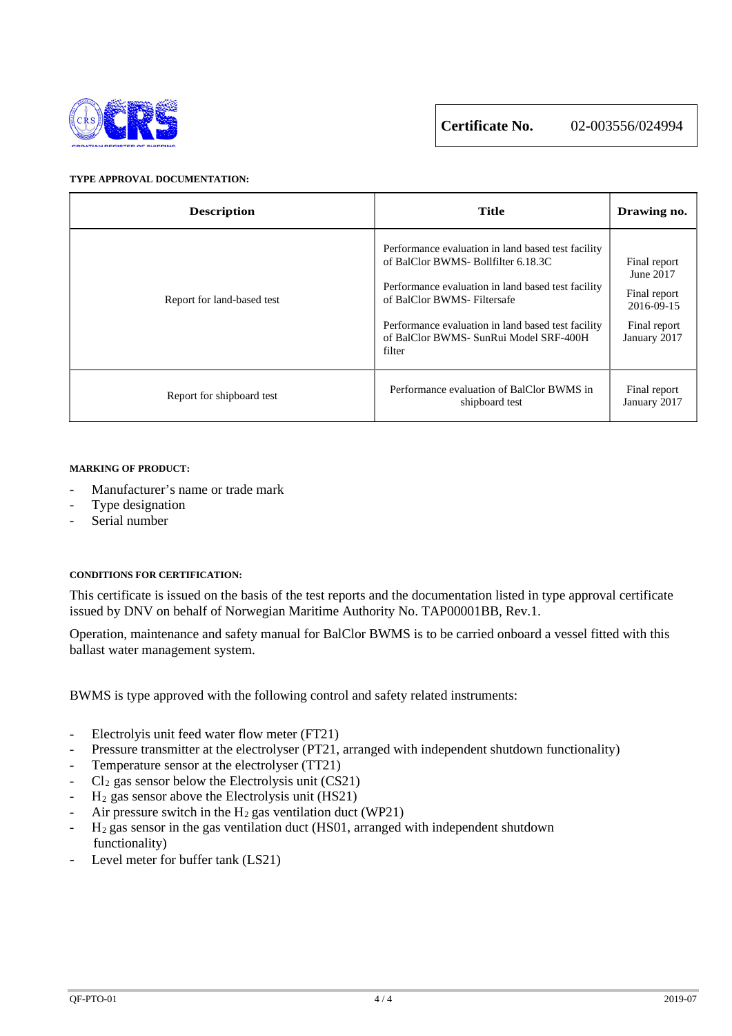**Certificate No.** 02-003556/024994

**TYPE APPROVAL DOCUMENTATION:**

| Description | Title | Drawing no. |
|---|---|---|
| Report for land-based test | Performance evaluation in land based test facility of BalClor BWMS- Bollfilter 6.18.3C | Final report June 2017 |
| | Performance evaluation in land based test facility of BalClor BWMS- Filtersafe | Final report 2016-09-15 |
| | Performance evaluation in land based test facility of BalClor BWMS- SunRui Model SRF-400H filter | Final report January 2017 |
| Report for shipboard test | Performance evaluation of BalClor BWMS in shipboard test | Final report January 2017 |

**MARKING OF PRODUCT:**

- Manufacturer's name or trade mark
- Type designation
- Serial number

**CONDITIONS FOR CERTIFICATION:**

This certificate is issued on the basis of the test reports and the documentation listed in type approval certificate issued by DNV on behalf of Norwegian Maritime Authority No. TAP00001BB, Rev.1.

Operation, maintenance and safety manual for BalClor BWMS is to be carried onboard a vessel fitted with this ballast water management system.

BWMS is type approved with the following control and safety related instruments:

- Electrolyis unit feed water flow meter (FT21)
- Pressure transmitter at the electrolyser (PT21, arranged with independent shutdown functionality)
- Temperature sensor at the electrolyser (TT21)
- $Cl_2$ gas sensor below the Electrolysis unit (CS21)
- $H_2$ gas sensor above the Electrolysis unit (HS21)
- Air pressure switch in the $H_2$ gas ventilation duct (WP21)
- $H_2$ gas sensor in the gas ventilation duct (HS01, arranged with independent shutdown functionality)
- Level meter for buffer tank (LS21)